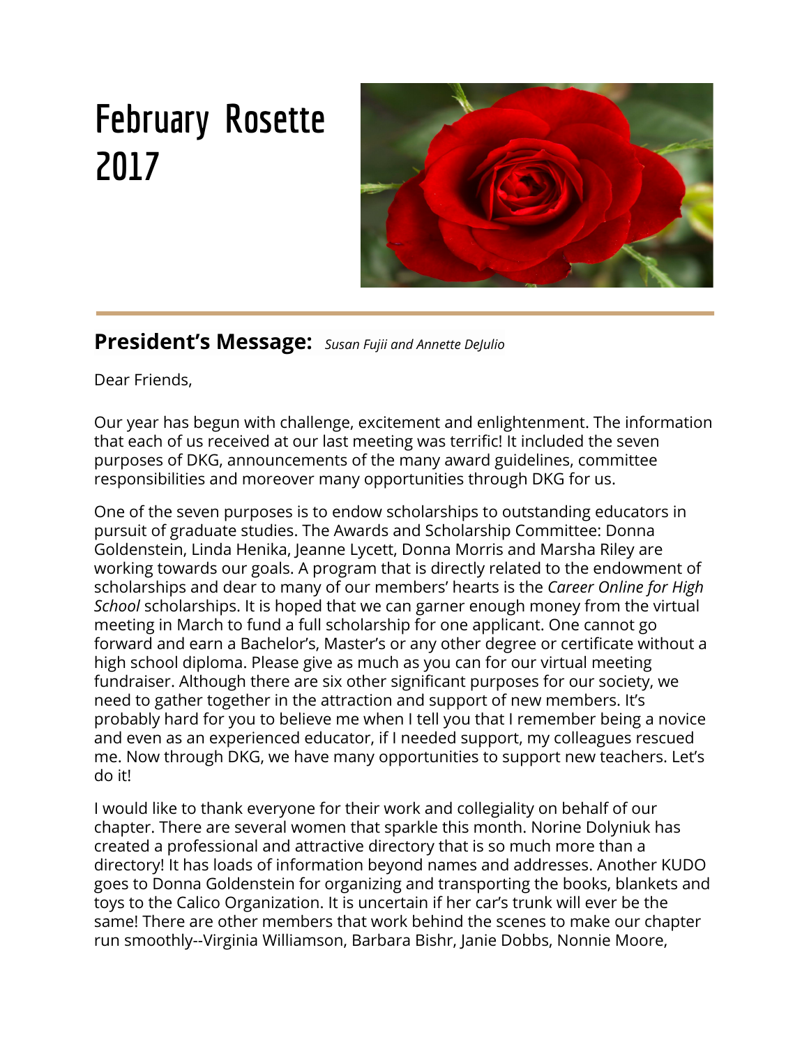# February Rosette 2017

## President's Message: *Susan Fujii and Annette DeJulio*

Dear Friends,

Our year has begun with challenge, excitement and enlightenment. The information that each of us received at our last meeting was terrific! It included the seven purposes of DKG, announcements of the many award guidelines, committee responsibilities and moreover many opportunities through DKG for us.

One of the seven purposes is to endow scholarships to outstanding educators in pursuit of graduate studies. The Awards and Scholarship Committee: Donna Goldenstein, Linda Henika, Jeanne Lycett, Donna Morris and Marsha Riley are working towards our goals. A program that is directly related to the endowment of scholarships and dear to many of our members' hearts is the *Career Online for High School* scholarships. It is hoped that we can garner enough money from the virtual meeting in March to fund a full scholarship for one applicant. One cannot go forward and earn a Bachelor's, Master's or any other degree or certificate without a high school diploma. Please give as much as you can for our virtual meeting fundraiser. Although there are six other significant purposes for our society, we need to gather together in the attraction and support of new members. It's probably hard for you to believe me when I tell you that I remember being a novice and even as an experienced educator, if I needed support, my colleagues rescued me. Now through DKG, we have many opportunities to support new teachers. Let's do it!

I would like to thank everyone for their work and collegiality on behalf of our chapter. There are several women that sparkle this month. Norine Dolyniuk has created a professional and attractive directory that is so much more than a directory! It has loads of information beyond names and addresses. Another KUDO goes to Donna Goldenstein for organizing and transporting the books, blankets and toys to the Calico Organization. It is uncertain if her car's trunk will ever be the same! There are other members that work behind the scenes to make our chapter run smoothly--Virginia Williamson, Barbara Bishr, Janie Dobbs, Nonnie Moore,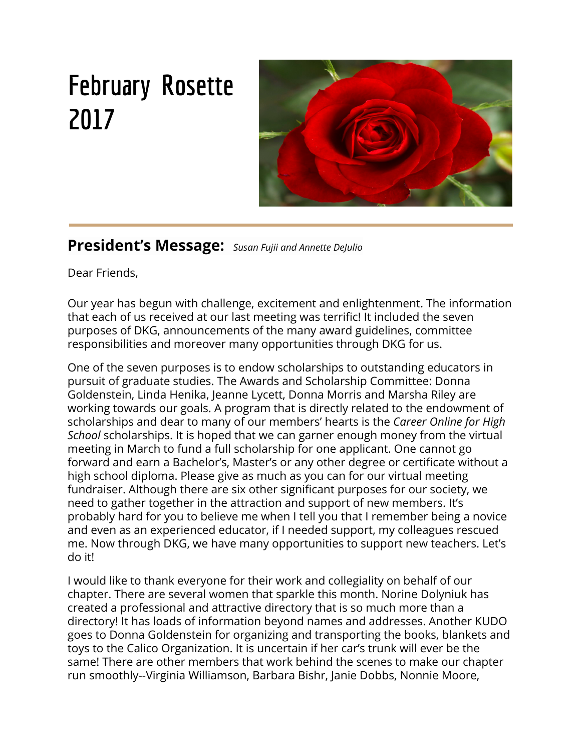# February Rosette 2017

## President's Message: *Susan Fujii and Annette DeJulio*

Dear Friends,

Our year has begun with challenge, excitement and enlightenment. The information that each of us received at our last meeting was terrific! It included the seven purposes of DKG, announcements of the many award guidelines, committee responsibilities and moreover many opportunities through DKG for us.

One of the seven purposes is to endow scholarships to outstanding educators in pursuit of graduate studies. The Awards and Scholarship Committee: Donna Goldenstein, Linda Henika, Jeanne Lycett, Donna Morris and Marsha Riley are working towards our goals. A program that is directly related to the endowment of scholarships and dear to many of our members' hearts is the *Career Online for High School* scholarships. It is hoped that we can garner enough money from the virtual meeting in March to fund a full scholarship for one applicant. One cannot go forward and earn a Bachelor's, Master's or any other degree or certificate without a high school diploma. Please give as much as you can for our virtual meeting fundraiser. Although there are six other significant purposes for our society, we need to gather together in the attraction and support of new members. It's probably hard for you to believe me when I tell you that I remember being a novice and even as an experienced educator, if I needed support, my colleagues rescued me. Now through DKG, we have many opportunities to support new teachers. Let's do it!

I would like to thank everyone for their work and collegiality on behalf of our chapter. There are several women that sparkle this month. Norine Dolyniuk has created a professional and attractive directory that is so much more than a directory! It has loads of information beyond names and addresses. Another KUDO goes to Donna Goldenstein for organizing and transporting the books, blankets and toys to the Calico Organization. It is uncertain if her car's trunk will ever be the same! There are other members that work behind the scenes to make our chapter run smoothly--Virginia Williamson, Barbara Bishr, Janie Dobbs, Nonnie Moore,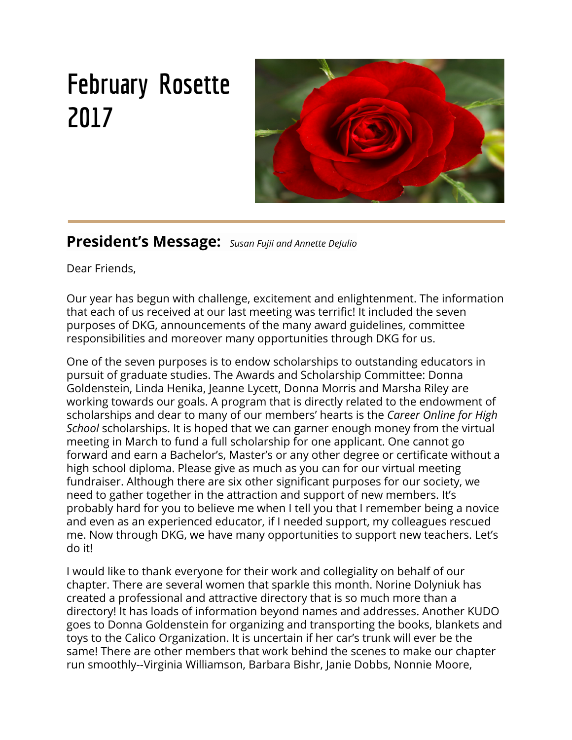# February Rosette 2017

## President's Message: *Susan Fujii and Annette DeJulio*

Dear Friends,

Our year has begun with challenge, excitement and enlightenment. The information that each of us received at our last meeting was terrific! It included the seven purposes of DKG, announcements of the many award guidelines, committee responsibilities and moreover many opportunities through DKG for us.

One of the seven purposes is to endow scholarships to outstanding educators in pursuit of graduate studies. The Awards and Scholarship Committee: Donna Goldenstein, Linda Henika, Jeanne Lycett, Donna Morris and Marsha Riley are working towards our goals. A program that is directly related to the endowment of scholarships and dear to many of our members' hearts is the *Career Online for High School* scholarships. It is hoped that we can garner enough money from the virtual meeting in March to fund a full scholarship for one applicant. One cannot go forward and earn a Bachelor's, Master's or any other degree or certificate without a high school diploma. Please give as much as you can for our virtual meeting fundraiser. Although there are six other significant purposes for our society, we need to gather together in the attraction and support of new members. It's probably hard for you to believe me when I tell you that I remember being a novice and even as an experienced educator, if I needed support, my colleagues rescued me. Now through DKG, we have many opportunities to support new teachers. Let's do it!

I would like to thank everyone for their work and collegiality on behalf of our chapter. There are several women that sparkle this month. Norine Dolyniuk has created a professional and attractive directory that is so much more than a directory! It has loads of information beyond names and addresses. Another KUDO goes to Donna Goldenstein for organizing and transporting the books, blankets and toys to the Calico Organization. It is uncertain if her car's trunk will ever be the same! There are other members that work behind the scenes to make our chapter run smoothly--Virginia Williamson, Barbara Bishr, Janie Dobbs, Nonnie Moore,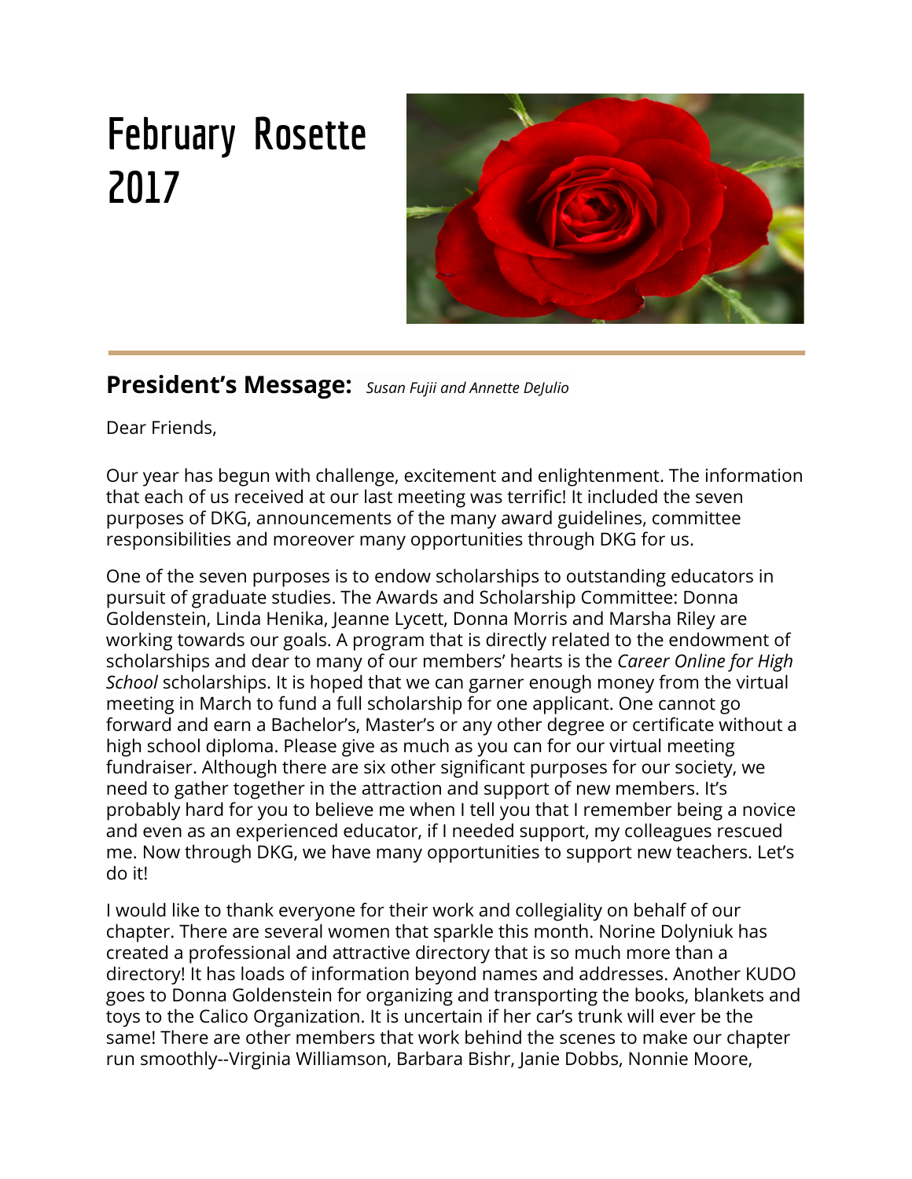# February Rosette 2017

## President's Message: *Susan Fujii and Annette DeJulio*

Dear Friends,

Our year has begun with challenge, excitement and enlightenment. The information that each of us received at our last meeting was terrific! It included the seven purposes of DKG, announcements of the many award guidelines, committee responsibilities and moreover many opportunities through DKG for us.

One of the seven purposes is to endow scholarships to outstanding educators in pursuit of graduate studies. The Awards and Scholarship Committee: Donna Goldenstein, Linda Henika, Jeanne Lycett, Donna Morris and Marsha Riley are working towards our goals. A program that is directly related to the endowment of scholarships and dear to many of our members' hearts is the *Career Online for High School* scholarships. It is hoped that we can garner enough money from the virtual meeting in March to fund a full scholarship for one applicant. One cannot go forward and earn a Bachelor's, Master's or any other degree or certificate without a high school diploma. Please give as much as you can for our virtual meeting fundraiser. Although there are six other significant purposes for our society, we need to gather together in the attraction and support of new members. It's probably hard for you to believe me when I tell you that I remember being a novice and even as an experienced educator, if I needed support, my colleagues rescued me. Now through DKG, we have many opportunities to support new teachers. Let's do it!

I would like to thank everyone for their work and collegiality on behalf of our chapter. There are several women that sparkle this month. Norine Dolyniuk has created a professional and attractive directory that is so much more than a directory! It has loads of information beyond names and addresses. Another KUDO goes to Donna Goldenstein for organizing and transporting the books, blankets and toys to the Calico Organization. It is uncertain if her car's trunk will ever be the same! There are other members that work behind the scenes to make our chapter run smoothly--Virginia Williamson, Barbara Bishr, Janie Dobbs, Nonnie Moore,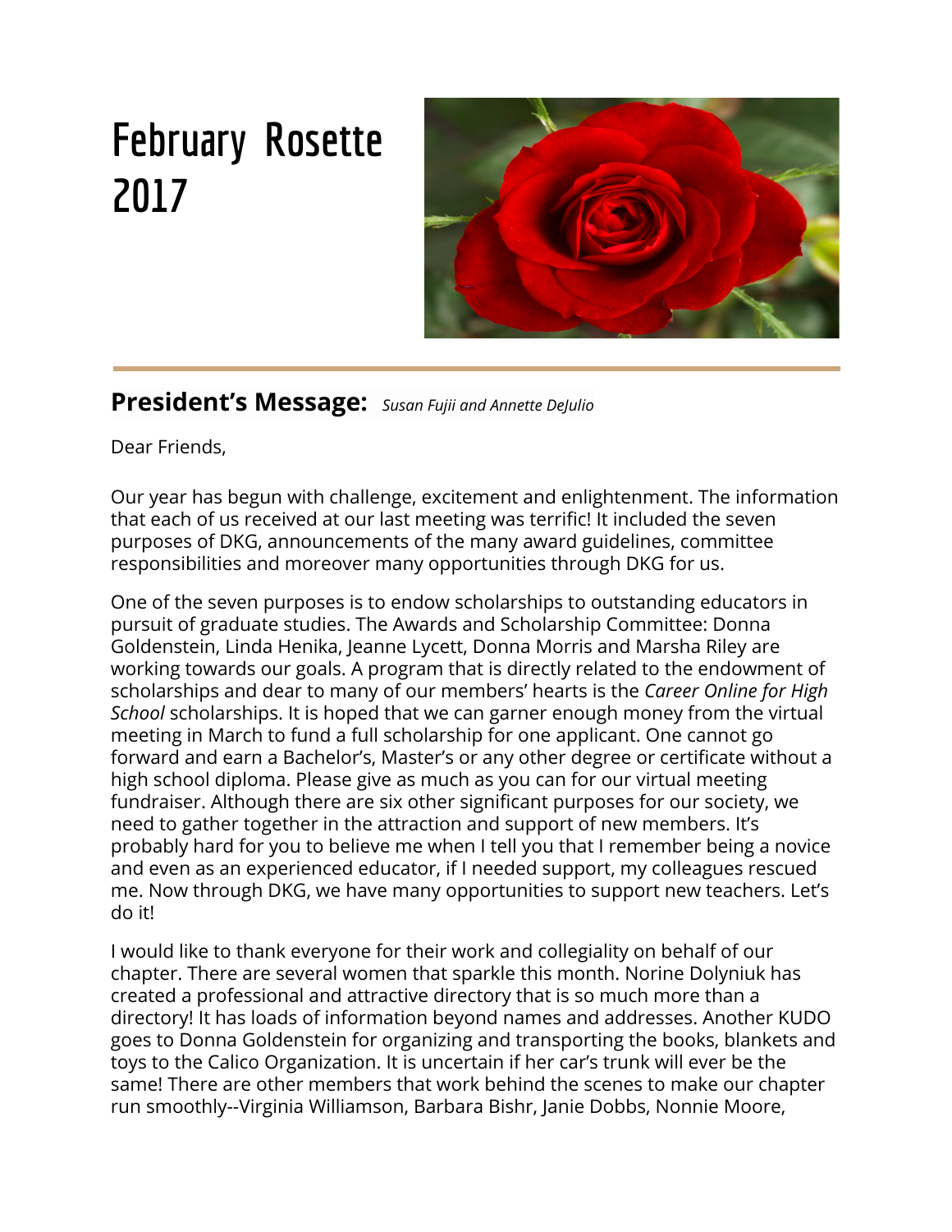# February Rosette 2017

## **President's Message:** *Susan Fujii and Annette DeJulio*

Dear Friends,

Our year has begun with challenge, excitement and enlightenment. The information that each of us received at our last meeting was terrific! It included the seven purposes of DKG, announcements of the many award guidelines, committee responsibilities and moreover many opportunities through DKG for us.

One of the seven purposes is to endow scholarships to outstanding educators in pursuit of graduate studies. The Awards and Scholarship Committee: Donna Goldenstein, Linda Henika, Jeanne Lycett, Donna Morris and Marsha Riley are working towards our goals. A program that is directly related to the endowment of scholarships and dear to many of our members' hearts is the *Career Online for High School* scholarships. It is hoped that we can garner enough money from the virtual meeting in March to fund a full scholarship for one applicant. One cannot go forward and earn a Bachelor's, Master's or any other degree or certificate without a high school diploma. Please give as much as you can for our virtual meeting fundraiser. Although there are six other significant purposes for our society, we need to gather together in the attraction and support of new members. It's probably hard for you to believe me when I tell you that I remember being a novice and even as an experienced educator, if I needed support, my colleagues rescued me. Now through DKG, we have many opportunities to support new teachers. Let's do it!

I would like to thank everyone for their work and collegiality on behalf of our chapter. There are several women that sparkle this month. Norine Dolyniuk has created a professional and attractive directory that is so much more than a directory! It has loads of information beyond names and addresses. Another KUDO goes to Donna Goldenstein for organizing and transporting the books, blankets and toys to the Calico Organization. It is uncertain if her car's trunk will ever be the same! There are other members that work behind the scenes to make our chapter run smoothly--Virginia Williamson, Barbara Bishr, Janie Dobbs, Nonnie Moore,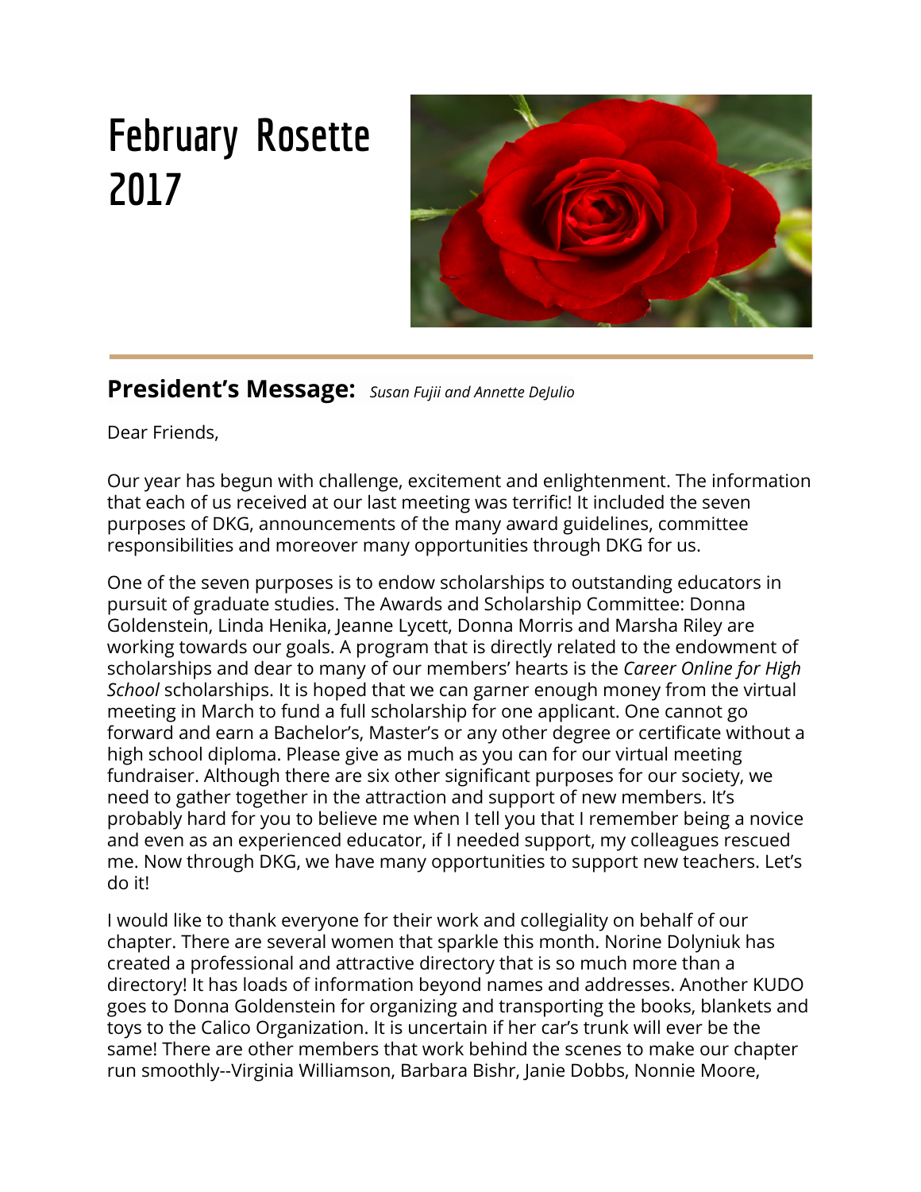# February Rosette 2017

## President's Message: *Susan Fujii and Annette DeJulio*

Dear Friends,

Our year has begun with challenge, excitement and enlightenment. The information that each of us received at our last meeting was terrific! It included the seven purposes of DKG, announcements of the many award guidelines, committee responsibilities and moreover many opportunities through DKG for us.

One of the seven purposes is to endow scholarships to outstanding educators in pursuit of graduate studies. The Awards and Scholarship Committee: Donna Goldenstein, Linda Henika, Jeanne Lycett, Donna Morris and Marsha Riley are working towards our goals. A program that is directly related to the endowment of scholarships and dear to many of our members' hearts is the *Career Online for High School* scholarships. It is hoped that we can garner enough money from the virtual meeting in March to fund a full scholarship for one applicant. One cannot go forward and earn a Bachelor's, Master's or any other degree or certificate without a high school diploma. Please give as much as you can for our virtual meeting fundraiser. Although there are six other significant purposes for our society, we need to gather together in the attraction and support of new members. It's probably hard for you to believe me when I tell you that I remember being a novice and even as an experienced educator, if I needed support, my colleagues rescued me. Now through DKG, we have many opportunities to support new teachers. Let's do it!

I would like to thank everyone for their work and collegiality on behalf of our chapter. There are several women that sparkle this month. Norine Dolyniuk has created a professional and attractive directory that is so much more than a directory! It has loads of information beyond names and addresses. Another KUDO goes to Donna Goldenstein for organizing and transporting the books, blankets and toys to the Calico Organization. It is uncertain if her car's trunk will ever be the same! There are other members that work behind the scenes to make our chapter run smoothly--Virginia Williamson, Barbara Bishr, Janie Dobbs, Nonnie Moore,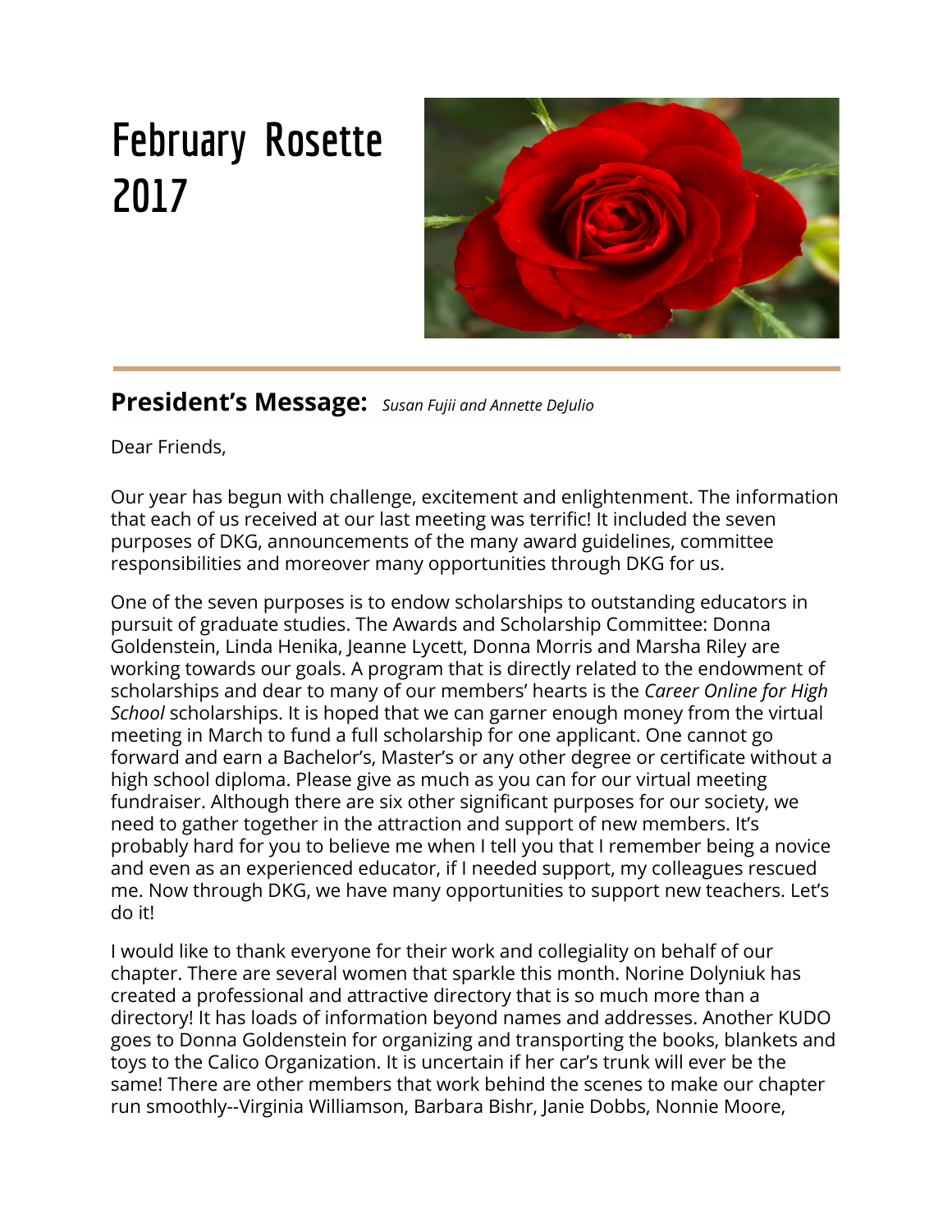# February Rosette 2017

## President's Message: *Susan Fujii and Annette DeJulio*

Dear Friends,

Our year has begun with challenge, excitement and enlightenment. The information that each of us received at our last meeting was terrific! It included the seven purposes of DKG, announcements of the many award guidelines, committee responsibilities and moreover many opportunities through DKG for us.

One of the seven purposes is to endow scholarships to outstanding educators in pursuit of graduate studies. The Awards and Scholarship Committee: Donna Goldenstein, Linda Henika, Jeanne Lycett, Donna Morris and Marsha Riley are working towards our goals. A program that is directly related to the endowment of scholarships and dear to many of our members' hearts is the *Career Online for High School* scholarships. It is hoped that we can garner enough money from the virtual meeting in March to fund a full scholarship for one applicant. One cannot go forward and earn a Bachelor's, Master's or any other degree or certificate without a high school diploma. Please give as much as you can for our virtual meeting fundraiser. Although there are six other significant purposes for our society, we need to gather together in the attraction and support of new members. It's probably hard for you to believe me when I tell you that I remember being a novice and even as an experienced educator, if I needed support, my colleagues rescued me. Now through DKG, we have many opportunities to support new teachers. Let's do it!

I would like to thank everyone for their work and collegiality on behalf of our chapter. There are several women that sparkle this month. Norine Dolyniuk has created a professional and attractive directory that is so much more than a directory! It has loads of information beyond names and addresses. Another KUDO goes to Donna Goldenstein for organizing and transporting the books, blankets and toys to the Calico Organization. It is uncertain if her car's trunk will ever be the same! There are other members that work behind the scenes to make our chapter run smoothly--Virginia Williamson, Barbara Bishr, Janie Dobbs, Nonnie Moore,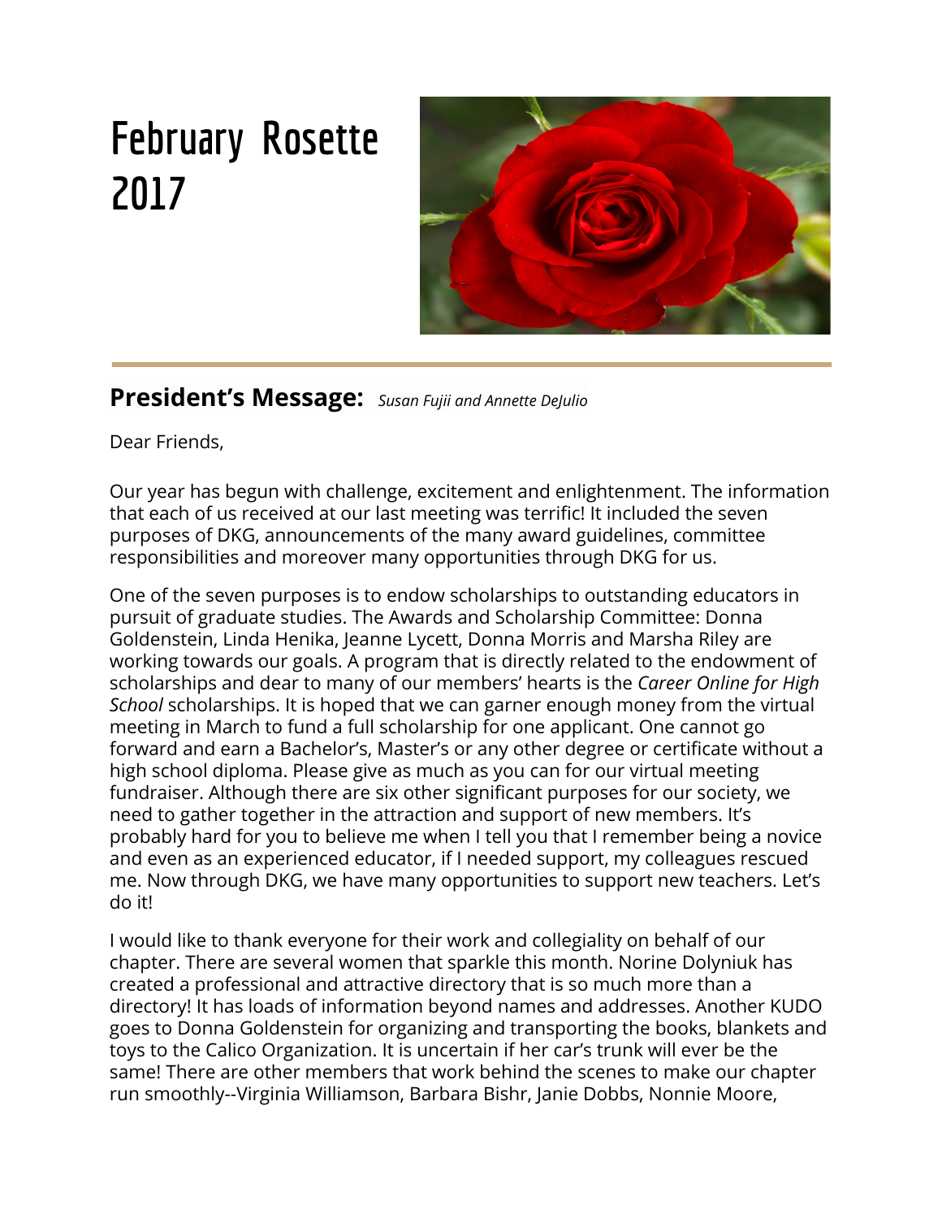# February Rosette 2017

## President's Message: *Susan Fujii and Annette DeJulio*

Dear Friends,

Our year has begun with challenge, excitement and enlightenment. The information that each of us received at our last meeting was terrific! It included the seven purposes of DKG, announcements of the many award guidelines, committee responsibilities and moreover many opportunities through DKG for us.

One of the seven purposes is to endow scholarships to outstanding educators in pursuit of graduate studies. The Awards and Scholarship Committee: Donna Goldenstein, Linda Henika, Jeanne Lycett, Donna Morris and Marsha Riley are working towards our goals. A program that is directly related to the endowment of scholarships and dear to many of our members' hearts is the *Career Online for High School* scholarships. It is hoped that we can garner enough money from the virtual meeting in March to fund a full scholarship for one applicant. One cannot go forward and earn a Bachelor's, Master's or any other degree or certificate without a high school diploma. Please give as much as you can for our virtual meeting fundraiser. Although there are six other significant purposes for our society, we need to gather together in the attraction and support of new members. It's probably hard for you to believe me when I tell you that I remember being a novice and even as an experienced educator, if I needed support, my colleagues rescued me. Now through DKG, we have many opportunities to support new teachers. Let's do it!

I would like to thank everyone for their work and collegiality on behalf of our chapter. There are several women that sparkle this month. Norine Dolyniuk has created a professional and attractive directory that is so much more than a directory! It has loads of information beyond names and addresses. Another KUDO goes to Donna Goldenstein for organizing and transporting the books, blankets and toys to the Calico Organization. It is uncertain if her car's trunk will ever be the same! There are other members that work behind the scenes to make our chapter run smoothly--Virginia Williamson, Barbara Bishr, Janie Dobbs, Nonnie Moore,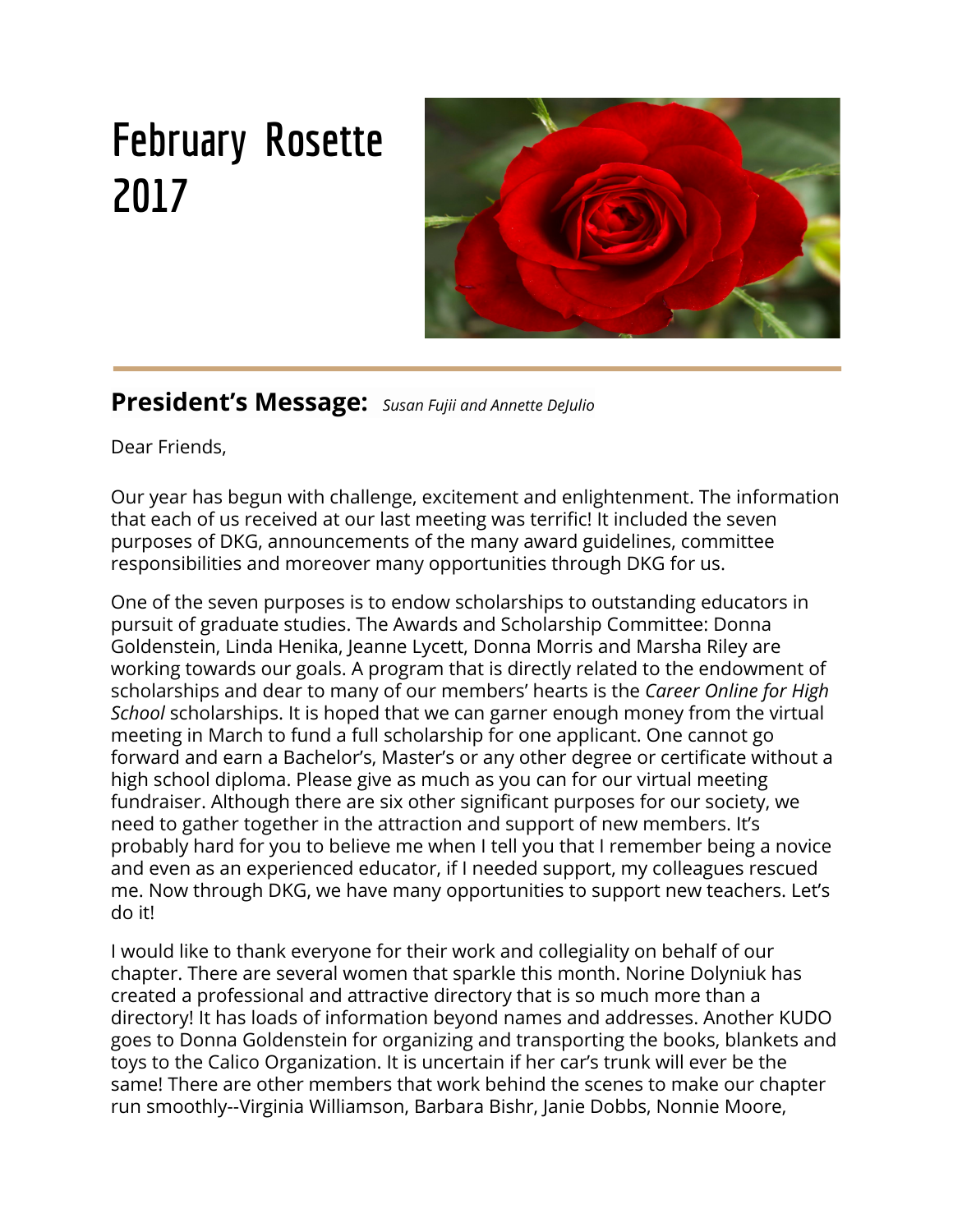# February Rosette 2017

## President's Message: *Susan Fujii and Annette DeJulio*

Dear Friends,

Our year has begun with challenge, excitement and enlightenment. The information that each of us received at our last meeting was terrific! It included the seven purposes of DKG, announcements of the many award guidelines, committee responsibilities and moreover many opportunities through DKG for us.

One of the seven purposes is to endow scholarships to outstanding educators in pursuit of graduate studies. The Awards and Scholarship Committee: Donna Goldenstein, Linda Henika, Jeanne Lycett, Donna Morris and Marsha Riley are working towards our goals. A program that is directly related to the endowment of scholarships and dear to many of our members' hearts is the *Career Online for High School* scholarships. It is hoped that we can garner enough money from the virtual meeting in March to fund a full scholarship for one applicant. One cannot go forward and earn a Bachelor's, Master's or any other degree or certificate without a high school diploma. Please give as much as you can for our virtual meeting fundraiser. Although there are six other significant purposes for our society, we need to gather together in the attraction and support of new members. It's probably hard for you to believe me when I tell you that I remember being a novice and even as an experienced educator, if I needed support, my colleagues rescued me. Now through DKG, we have many opportunities to support new teachers. Let's do it!

I would like to thank everyone for their work and collegiality on behalf of our chapter. There are several women that sparkle this month. Norine Dolyniuk has created a professional and attractive directory that is so much more than a directory! It has loads of information beyond names and addresses. Another KUDO goes to Donna Goldenstein for organizing and transporting the books, blankets and toys to the Calico Organization. It is uncertain if her car's trunk will ever be the same! There are other members that work behind the scenes to make our chapter run smoothly--Virginia Williamson, Barbara Bishr, Janie Dobbs, Nonnie Moore,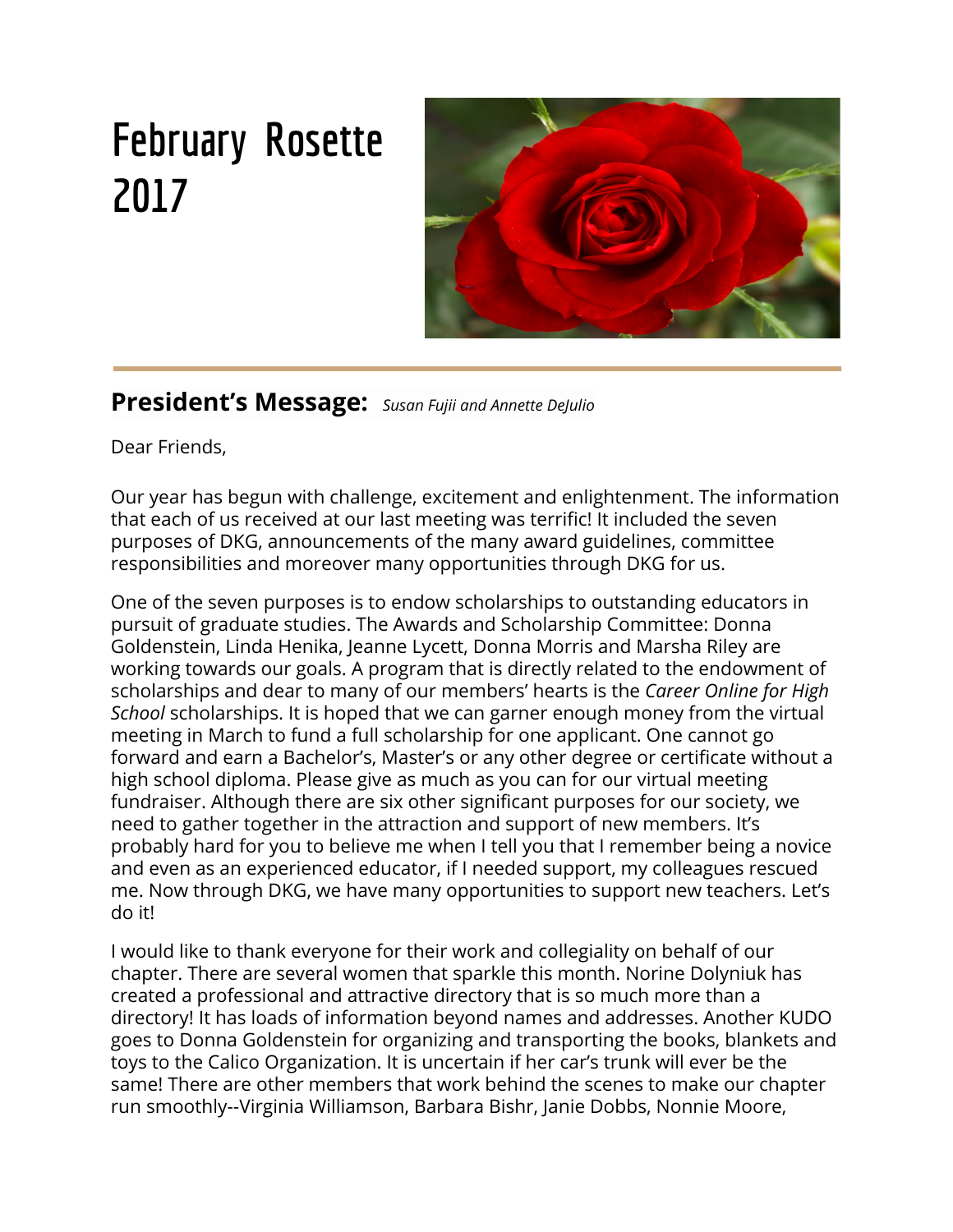# February Rosette 2017

## President's Message: *Susan Fujii and Annette DeJulio*

Dear Friends,

Our year has begun with challenge, excitement and enlightenment. The information that each of us received at our last meeting was terrific! It included the seven purposes of DKG, announcements of the many award guidelines, committee responsibilities and moreover many opportunities through DKG for us.

One of the seven purposes is to endow scholarships to outstanding educators in pursuit of graduate studies. The Awards and Scholarship Committee: Donna Goldenstein, Linda Henika, Jeanne Lycett, Donna Morris and Marsha Riley are working towards our goals. A program that is directly related to the endowment of scholarships and dear to many of our members' hearts is the *Career Online for High School* scholarships. It is hoped that we can garner enough money from the virtual meeting in March to fund a full scholarship for one applicant. One cannot go forward and earn a Bachelor's, Master's or any other degree or certificate without a high school diploma. Please give as much as you can for our virtual meeting fundraiser. Although there are six other significant purposes for our society, we need to gather together in the attraction and support of new members. It's probably hard for you to believe me when I tell you that I remember being a novice and even as an experienced educator, if I needed support, my colleagues rescued me. Now through DKG, we have many opportunities to support new teachers. Let's do it!

I would like to thank everyone for their work and collegiality on behalf of our chapter. There are several women that sparkle this month. Norine Dolyniuk has created a professional and attractive directory that is so much more than a directory! It has loads of information beyond names and addresses. Another KUDO goes to Donna Goldenstein for organizing and transporting the books, blankets and toys to the Calico Organization. It is uncertain if her car's trunk will ever be the same! There are other members that work behind the scenes to make our chapter run smoothly--Virginia Williamson, Barbara Bishr, Janie Dobbs, Nonnie Moore,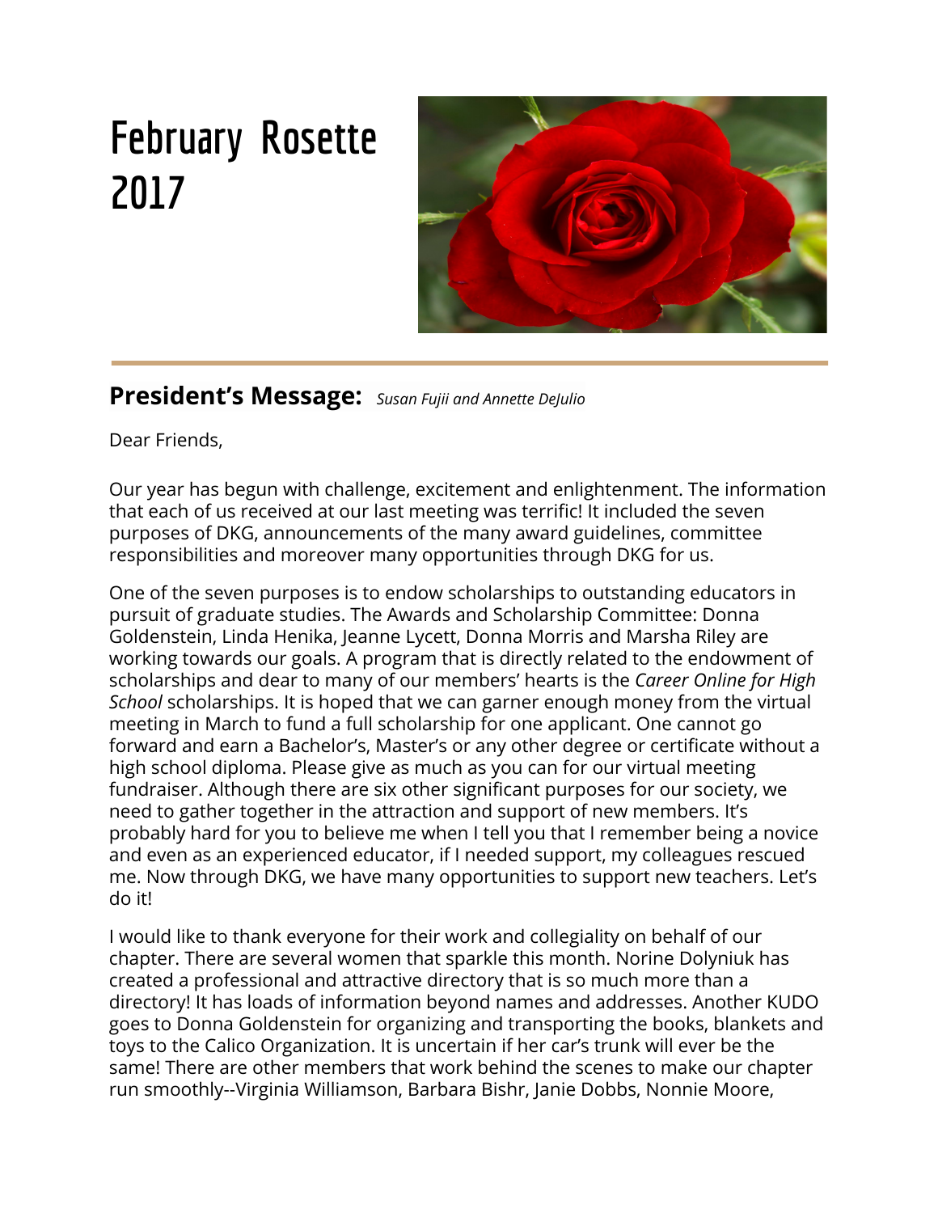# February Rosette 2017

## President's Message: *Susan Fujii and Annette DeJulio*

Dear Friends,

Our year has begun with challenge, excitement and enlightenment. The information that each of us received at our last meeting was terrific! It included the seven purposes of DKG, announcements of the many award guidelines, committee responsibilities and moreover many opportunities through DKG for us.

One of the seven purposes is to endow scholarships to outstanding educators in pursuit of graduate studies. The Awards and Scholarship Committee: Donna Goldenstein, Linda Henika, Jeanne Lycett, Donna Morris and Marsha Riley are working towards our goals. A program that is directly related to the endowment of scholarships and dear to many of our members' hearts is the *Career Online for High School* scholarships. It is hoped that we can garner enough money from the virtual meeting in March to fund a full scholarship for one applicant. One cannot go forward and earn a Bachelor's, Master's or any other degree or certificate without a high school diploma. Please give as much as you can for our virtual meeting fundraiser. Although there are six other significant purposes for our society, we need to gather together in the attraction and support of new members. It's probably hard for you to believe me when I tell you that I remember being a novice and even as an experienced educator, if I needed support, my colleagues rescued me. Now through DKG, we have many opportunities to support new teachers. Let's do it!

I would like to thank everyone for their work and collegiality on behalf of our chapter. There are several women that sparkle this month. Norine Dolyniuk has created a professional and attractive directory that is so much more than a directory! It has loads of information beyond names and addresses. Another KUDO goes to Donna Goldenstein for organizing and transporting the books, blankets and toys to the Calico Organization. It is uncertain if her car's trunk will ever be the same! There are other members that work behind the scenes to make our chapter run smoothly--Virginia Williamson, Barbara Bishr, Janie Dobbs, Nonnie Moore,